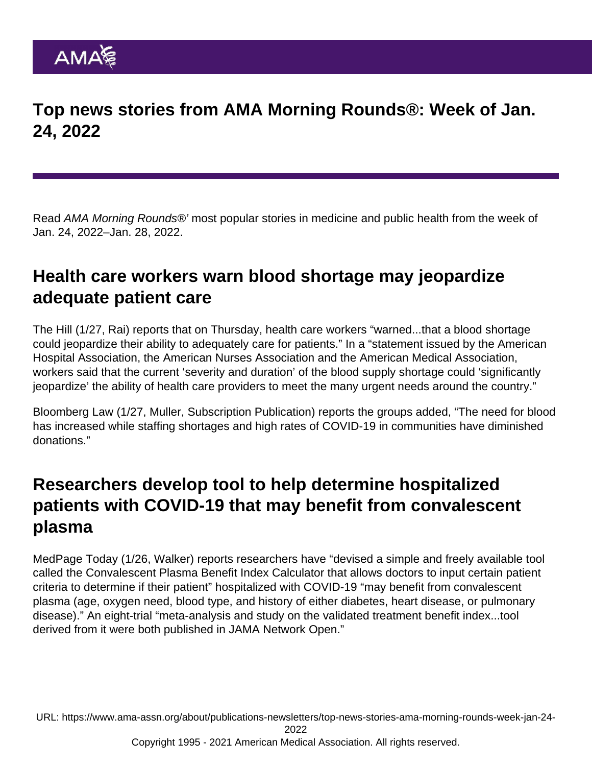# Top news stories from AMA Morning Rounds®: Week of Jan. 24, 2022

Read *AMA Morning Rounds®'* most popular stories in medicine and public health from the week of Jan. 24, 2022–Jan. 28, 2022.

## Health care workers warn blood shortage may jeopardize adequate patient care

The Hill (1/27, Rai) reports that on Thursday, health care workers "warned...that a blood shortage could jeopardize their ability to adequately care for patients." In a "statement issued by the American Hospital Association, the American Nurses Association and the American Medical Association, workers said that the current 'severity and duration' of the blood supply shortage could 'significantly jeopardize' the ability of health care providers to meet the many urgent needs around the country."

Bloomberg Law (1/27, Muller, Subscription Publication) reports the groups added, "The need for blood has increased while staffing shortages and high rates of COVID-19 in communities have diminished donations."

## Researchers develop tool to help determine hospitalized patients with COVID-19 that may benefit from convalescent plasma

MedPage Today (1/26, Walker) reports researchers have "devised a simple and freely available tool called the Convalescent Plasma Benefit Index Calculator that allows doctors to input certain patient criteria to determine if their patient" hospitalized with COVID-19 "may benefit from convalescent plasma (age, oxygen need, blood type, and history of either diabetes, heart disease, or pulmonary disease)." An eight-trial "meta-analysis and study on the validated treatment benefit index...tool derived from it were both published in JAMA Network Open."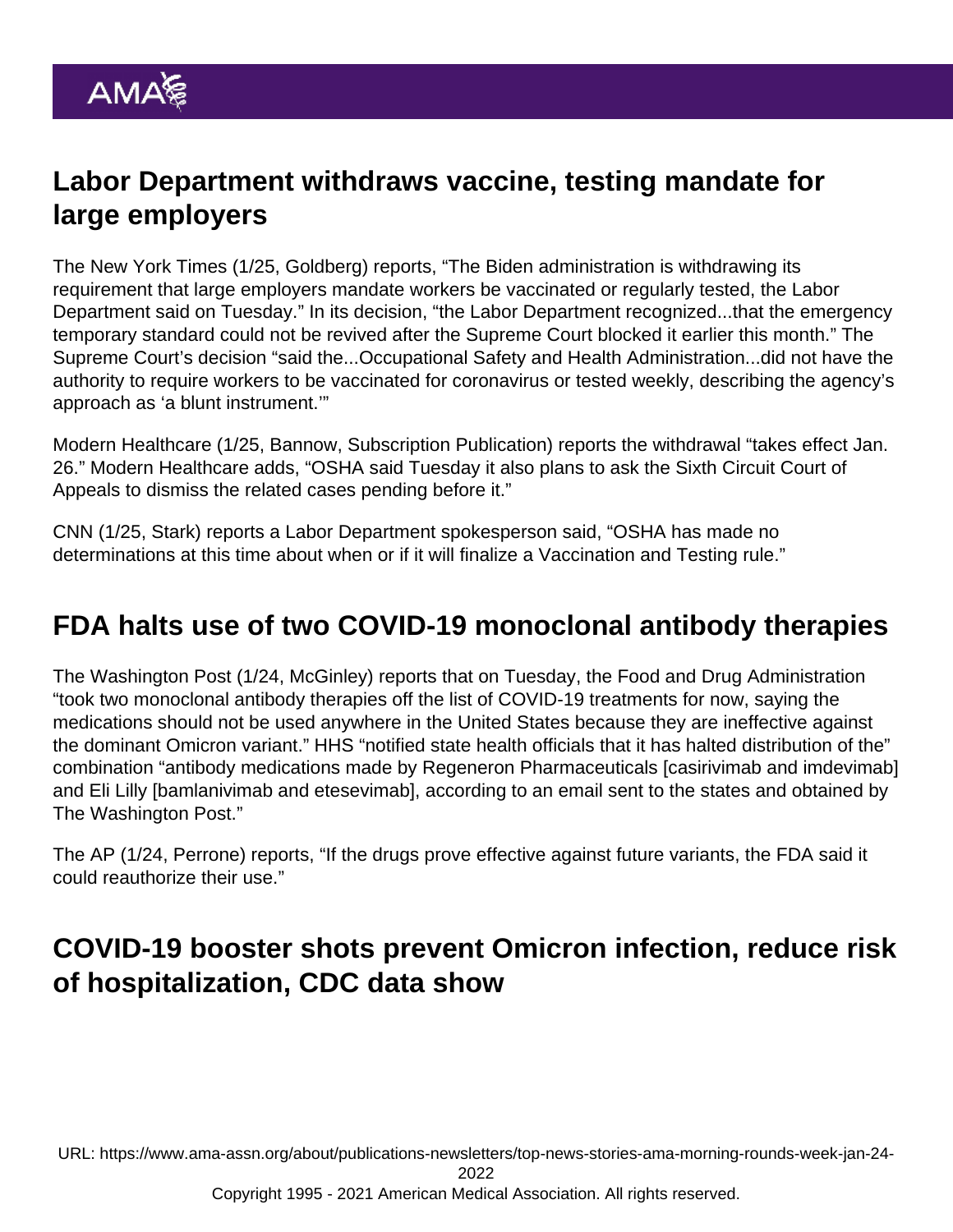## Labor Department withdraws vaccine, testing mandate for large employers

The New York Times (1/25, Goldberg) reports, "The Biden administration is withdrawing its requirement that large employers mandate workers be vaccinated or regularly tested, the Labor Department said on Tuesday." In its decision, "the Labor Department recognized...that the emergency temporary standard could not be revived after the Supreme Court blocked it earlier this month." The Supreme Court's decision "said the...Occupational Safety and Health Administration...did not have the authority to require workers to be vaccinated for coronavirus or tested weekly, describing the agency's approach as 'a blunt instrument.'"

Modern Healthcare (1/25, Bannow, Subscription Publication) reports the withdrawal "takes effect Jan. 26." Modern Healthcare adds, "OSHA said Tuesday it also plans to ask the Sixth Circuit Court of Appeals to dismiss the related cases pending before it."

CNN (1/25, Stark) reports a Labor Department spokesperson said, "OSHA has made no determinations at this time about when or if it will finalize a Vaccination and Testing rule."

## FDA halts use of two COVID-19 monoclonal antibody therapies

The Washington Post (1/24, McGinley) reports that on Tuesday, the Food and Drug Administration "took two monoclonal antibody therapies off the list of COVID-19 treatments for now, saying the medications should not be used anywhere in the United States because they are ineffective against the dominant Omicron variant." HHS "notified state health officials that it has halted distribution of the" combination "antibody medications made by Regeneron Pharmaceuticals [casirivimab and imdevimab] and Eli Lilly [bamlanivimab and etesevimab], according to an email sent to the states and obtained by The Washington Post."

The AP (1/24, Perrone) reports, "If the drugs prove effective against future variants, the FDA said it could reauthorize their use."

## COVID-19 booster shots prevent Omicron infection, reduce risk of hospitalization, CDC data show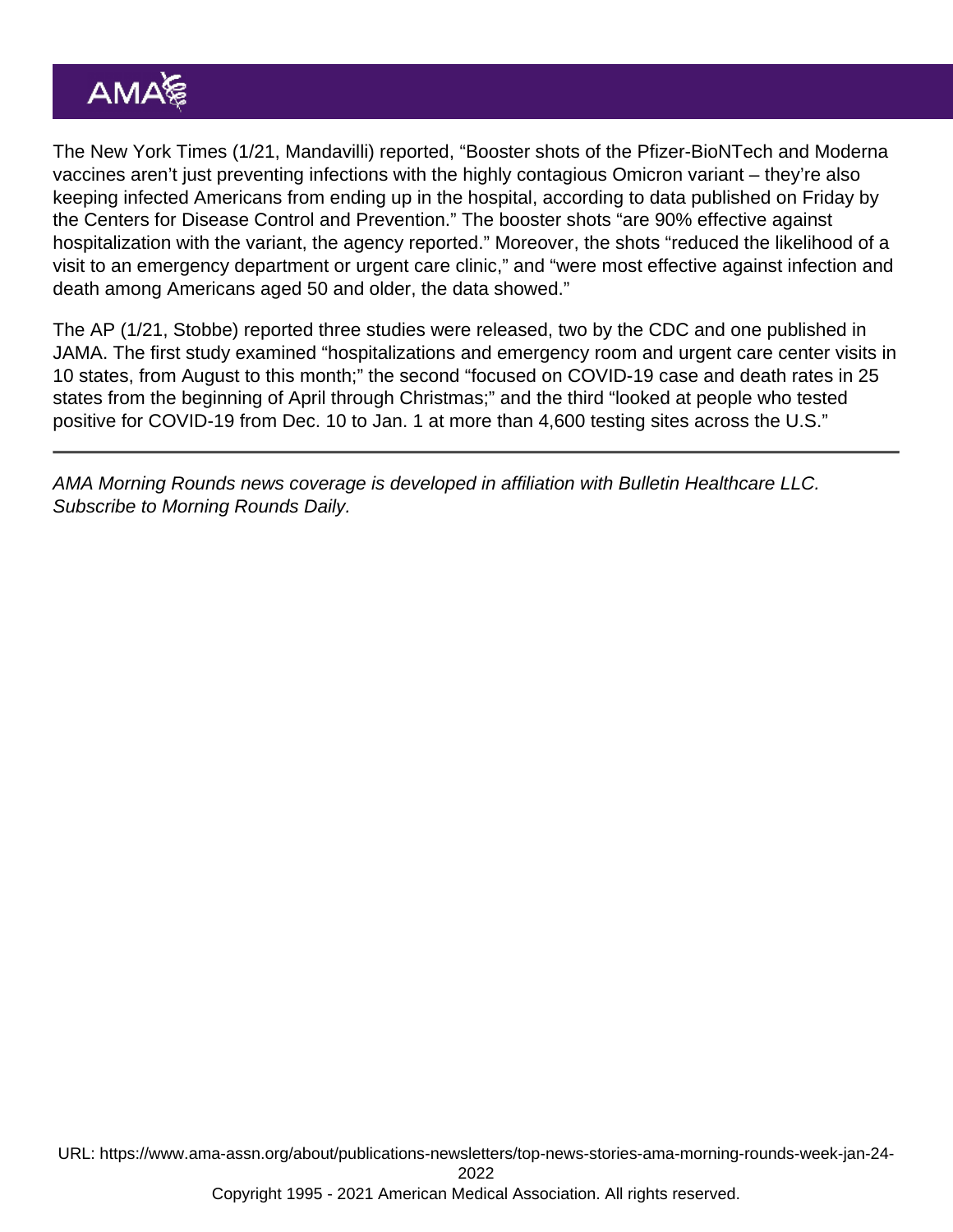The New York Times (1/21, Mandavilli) reported, "Booster shots of the Pfizer-BioNTech and Moderna vaccines aren't just preventing infections with the highly contagious Omicron variant – they're also keeping infected Americans from ending up in the hospital, according to data published on Friday by the Centers for Disease Control and Prevention." The booster shots "are 90% effective against hospitalization with the variant, the agency reported." Moreover, the shots "reduced the likelihood of a visit to an emergency department or urgent care clinic," and "were most effective against infection and death among Americans aged 50 and older, the data showed."

The AP (1/21, Stobbe) reported three studies were released, two by the CDC and one published in JAMA. The first study examined "hospitalizations and emergency room and urgent care center visits in 10 states, from August to this month;" the second "focused on COVID-19 case and death rates in 25 states from the beginning of April through Christmas;" and the third "looked at people who tested positive for COVID-19 from Dec. 10 to Jan. 1 at more than 4,600 testing sites across the U.S."

---

*AMA Morning Rounds news coverage is developed in affiliation with Bulletin Healthcare LLC. Subscribe to Morning Rounds Daily.*